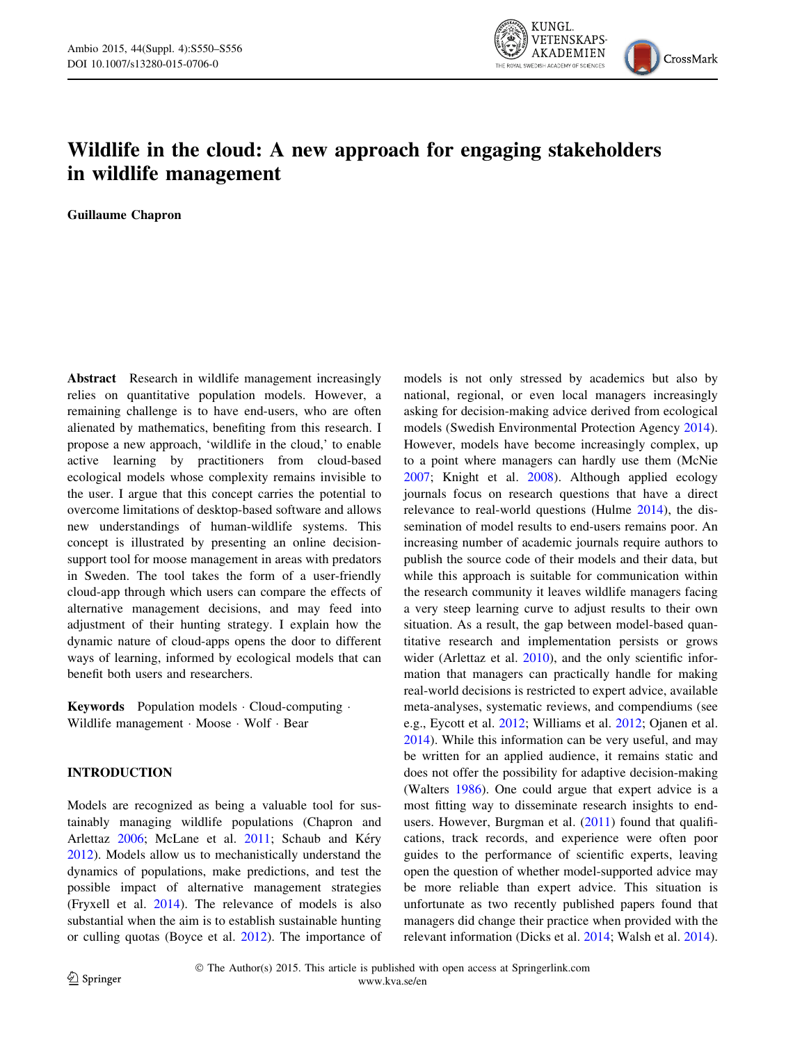# Wildlife in the cloud: A new approach for engaging stakeholders in wildlife management

**Guillaume Chapron**

**Abstract** Research in wildlife management increasingly relies on quantitative population models. However, a remaining challenge is to have end-users, who are often alienated by mathematics, benefiting from this research. I propose a new approach, 'wildlife in the cloud,' to enable active learning by practitioners from cloud-based ecological models whose complexity remains invisible to the user. I argue that this concept carries the potential to overcome limitations of desktop-based software and allows new understandings of human-wildlife systems. This concept is illustrated by presenting an online decision-support tool for moose management in areas with predators in Sweden. The tool takes the form of a user-friendly cloud-app through which users can compare the effects of alternative management decisions, and may feed into adjustment of their hunting strategy. I explain how the dynamic nature of cloud-apps opens the door to different ways of learning, informed by ecological models that can benefit both users and researchers.

**Keywords** Population models · Cloud-computing · Wildlife management · Moose · Wolf · Bear

## INTRODUCTION

Models are recognized as being a valuable tool for sustainably managing wildlife populations (Chapron and Arlettaz 2006; McLane et al. 2011; Schaub and Kéry 2012). Models allow us to mechanistically understand the dynamics of populations, make predictions, and test the possible impact of alternative management strategies (Fryxell et al. 2014). The relevance of models is also substantial when the aim is to establish sustainable hunting or culling quotas (Boyce et al. 2012). The importance of models is not only stressed by academics but also by national, regional, or even local managers increasingly asking for decision-making advice derived from ecological models (Swedish Environmental Protection Agency 2014). However, models have become increasingly complex, up to a point where managers can hardly use them (McNie 2007; Knight et al. 2008). Although applied ecology journals focus on research questions that have a direct relevance to real-world questions (Hulme 2014), the dissemination of model results to end-users remains poor. An increasing number of academic journals require authors to publish the source code of their models and their data, but while this approach is suitable for communication within the research community it leaves wildlife managers facing a very steep learning curve to adjust results to their own situation. As a result, the gap between model-based quantitative research and implementation persists or grows wider (Arlettaz et al. 2010), and the only scientific information that managers can practically handle for making real-world decisions is restricted to expert advice, available meta-analyses, systematic reviews, and compendiums (see e.g., Eycott et al. 2012; Williams et al. 2012; Ojanen et al. 2014). While this information can be very useful, and may be written for an applied audience, it remains static and does not offer the possibility for adaptive decision-making (Walters 1986). One could argue that expert advice is a most fitting way to disseminate research insights to end-users. However, Burgman et al. (2011) found that qualifications, track records, and experience were often poor guides to the performance of scientific experts, leaving open the question of whether model-supported advice may be more reliable than expert advice. This situation is unfortunate as two recently published papers found that managers did change their practice when provided with the relevant information (Dicks et al. 2014; Walsh et al. 2014).

© The Author(s) 2015. This article is published with open access at Springerlink.com
www.kva.se/en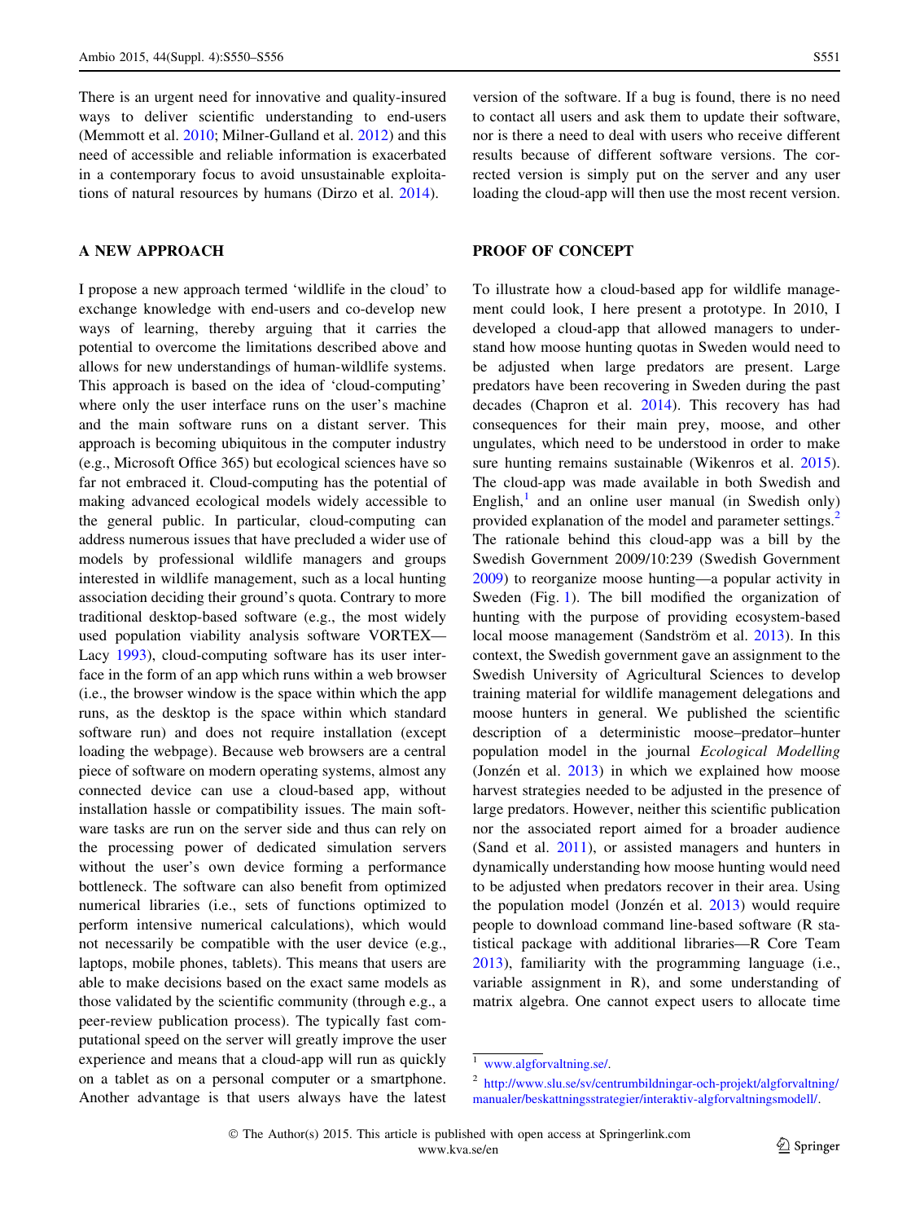There is an urgent need for innovative and quality-insured ways to deliver scientific understanding to end-users (Memmott et al. 2010; Milner-Gulland et al. 2012) and this need of accessible and reliable information is exacerbated in a contemporary focus to avoid unsustainable exploitations of natural resources by humans (Dirzo et al. 2014).

## A NEW APPROACH

I propose a new approach termed 'wildlife in the cloud' to exchange knowledge with end-users and co-develop new ways of learning, thereby arguing that it carries the potential to overcome the limitations described above and allows for new understandings of human-wildlife systems. This approach is based on the idea of 'cloud-computing' where only the user interface runs on the user's machine and the main software runs on a distant server. This approach is becoming ubiquitous in the computer industry (e.g., Microsoft Office 365) but ecological sciences have so far not embraced it. Cloud-computing has the potential of making advanced ecological models widely accessible to the general public. In particular, cloud-computing can address numerous issues that have precluded a wider use of models by professional wildlife managers and groups interested in wildlife management, such as a local hunting association deciding their ground's quota. Contrary to more traditional desktop-based software (e.g., the most widely used population viability analysis software VORTEX—Lacy 1993), cloud-computing software has its user interface in the form of an app which runs within a web browser (i.e., the browser window is the space within which the app runs, as the desktop is the space within which standard software run) and does not require installation (except loading the webpage). Because web browsers are a central piece of software on modern operating systems, almost any connected device can use a cloud-based app, without installation hassle or compatibility issues. The main software tasks are run on the server side and thus can rely on the processing power of dedicated simulation servers without the user's own device forming a performance bottleneck. The software can also benefit from optimized numerical libraries (i.e., sets of functions optimized to perform intensive numerical calculations), which would not necessarily be compatible with the user device (e.g., laptops, mobile phones, tablets). This means that users are able to make decisions based on the exact same models as those validated by the scientific community (through e.g., a peer-review publication process). The typically fast computational speed on the server will greatly improve the user experience and means that a cloud-app will run as quickly on a tablet as on a personal computer or a smartphone. Another advantage is that users always have the latest version of the software. If a bug is found, there is no need to contact all users and ask them to update their software, nor is there a need to deal with users who receive different results because of different software versions. The corrected version is simply put on the server and any user loading the cloud-app will then use the most recent version.

## PROOF OF CONCEPT

To illustrate how a cloud-based app for wildlife management could look, I here present a prototype. In 2010, I developed a cloud-app that allowed managers to understand how moose hunting quotas in Sweden would need to be adjusted when large predators are present. Large predators have been recovering in Sweden during the past decades (Chapron et al. 2014). This recovery has had consequences for their main prey, moose, and other ungulates, which need to be understood in order to make sure hunting remains sustainable (Wikenros et al. 2015). The cloud-app was made available in both Swedish and English,[1] and an online user manual (in Swedish only) provided explanation of the model and parameter settings.[2] The rationale behind this cloud-app was a bill by the Swedish Government 2009/10:239 (Swedish Government 2009) to reorganize moose hunting—a popular activity in Sweden (Fig. 1). The bill modified the organization of hunting with the purpose of providing ecosystem-based local moose management (Sandström et al. 2013). In this context, the Swedish government gave an assignment to the Swedish University of Agricultural Sciences to develop training material for wildlife management delegations and moose hunters in general. We published the scientific description of a deterministic moose–predator–hunter population model in the journal *Ecological Modelling* (Jonzén et al. 2013) in which we explained how moose harvest strategies needed to be adjusted in the presence of large predators. However, neither this scientific publication nor the associated report aimed for a broader audience (Sand et al. 2011), or assisted managers and hunters in dynamically understanding how moose hunting would need to be adjusted when predators recover in their area. Using the population model (Jonzén et al. 2013) would require people to download command line-based software (R statistical package with additional libraries—R Core Team 2013), familiarity with the programming language (i.e., variable assignment in R), and some understanding of matrix algebra. One cannot expect users to allocate time

---

[1] www.algforvaltning.se/.

[2] http://www.slu.se/sv/centrumbildningar-och-projekt/algforvaltning/manualer/beskattningsstrategier/interaktiv-algforvaltningsmodell/.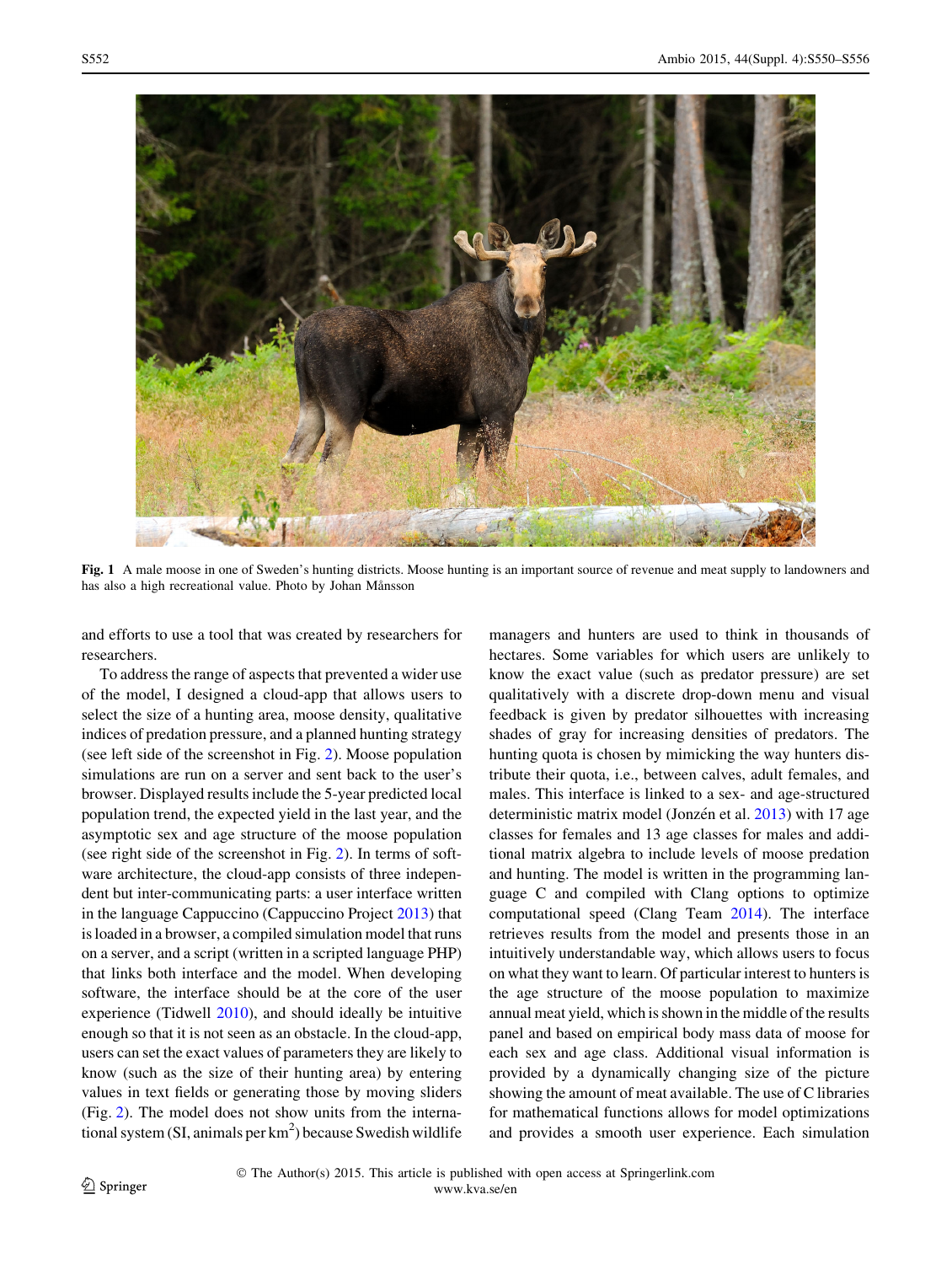Fig. 1 A male moose in one of Sweden's hunting districts. Moose hunting is an important source of revenue and meat supply to landowners and has also a high recreational value. Photo by Johan Månsson

and efforts to use a tool that was created by researchers for researchers.

To address the range of aspects that prevented a wider use of the model, I designed a cloud-app that allows users to select the size of a hunting area, moose density, qualitative indices of predation pressure, and a planned hunting strategy (see left side of the screenshot in Fig. 2). Moose population simulations are run on a server and sent back to the user's browser. Displayed results include the 5-year predicted local population trend, the expected yield in the last year, and the asymptotic sex and age structure of the moose population (see right side of the screenshot in Fig. 2). In terms of software architecture, the cloud-app consists of three independent but inter-communicating parts: a user interface written in the language Cappuccino (Cappuccino Project 2013) that is loaded in a browser, a compiled simulation model that runs on a server, and a script (written in a scripted language PHP) that links both interface and the model. When developing software, the interface should be at the core of the user experience (Tidwell 2010), and should ideally be intuitive enough so that it is not seen as an obstacle. In the cloud-app, users can set the exact values of parameters they are likely to know (such as the size of their hunting area) by entering values in text fields or generating those by moving sliders (Fig. 2). The model does not show units from the international system (SI, animals per km$^2$) because Swedish wildlife managers and hunters are used to think in thousands of hectares. Some variables for which users are unlikely to know the exact value (such as predator pressure) are set qualitatively with a discrete drop-down menu and visual feedback is given by predator silhouettes with increasing shades of gray for increasing densities of predators. The hunting quota is chosen by mimicking the way hunters distribute their quota, i.e., between calves, adult females, and males. This interface is linked to a sex- and age-structured deterministic matrix model (Jonzén et al. 2013) with 17 age classes for females and 13 age classes for males and additional matrix algebra to include levels of moose predation and hunting. The model is written in the programming language C and compiled with Clang options to optimize computational speed (Clang Team 2014). The interface retrieves results from the model and presents those in an intuitively understandable way, which allows users to focus on what they want to learn. Of particular interest to hunters is the age structure of the moose population to maximize annual meat yield, which is shown in the middle of the results panel and based on empirical body mass data of moose for each sex and age class. Additional visual information is provided by a dynamically changing size of the picture showing the amount of meat available. The use of C libraries for mathematical functions allows for model optimizations and provides a smooth user experience. Each simulation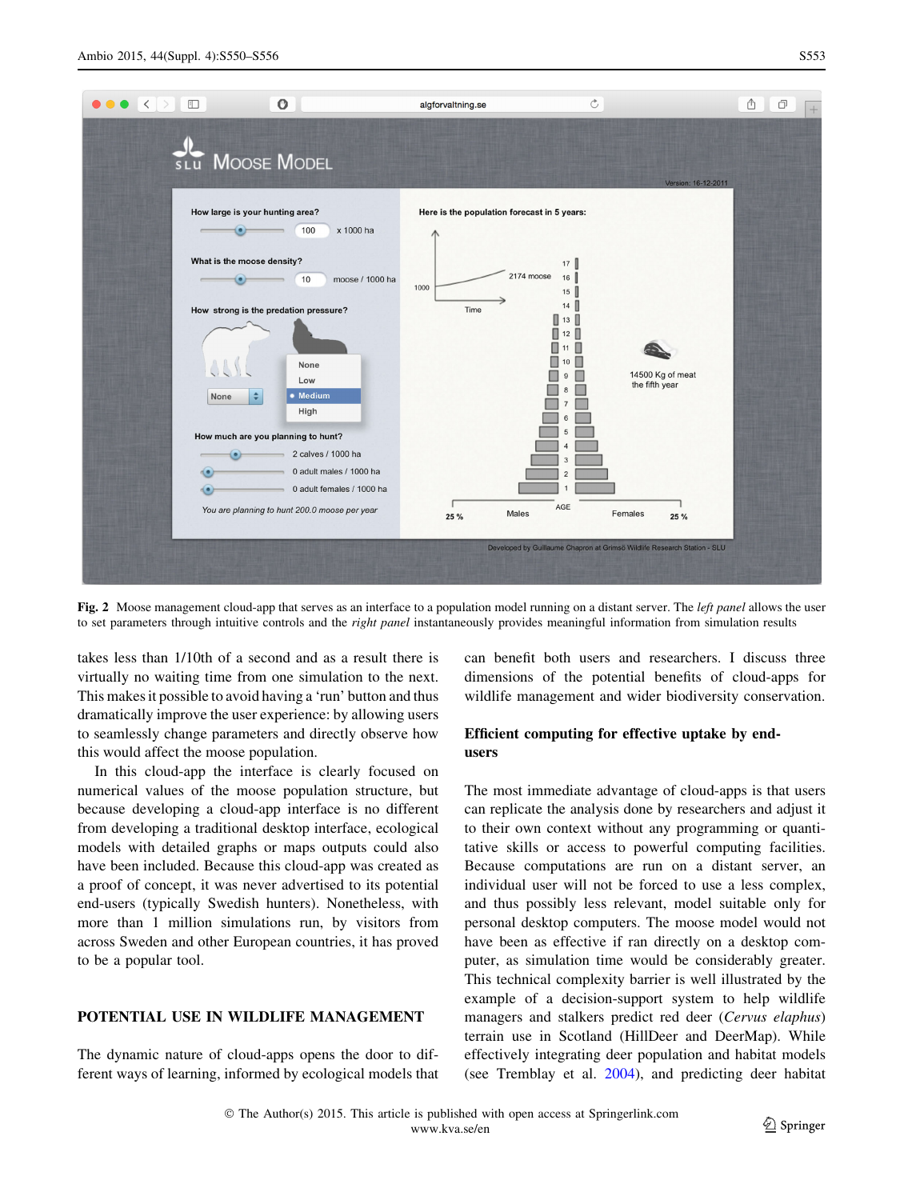**Fig. 2** Moose management cloud-app that serves as an interface to a population model running on a distant server. The *left panel* allows the user to set parameters through intuitive controls and the *right panel* instantaneously provides meaningful information from simulation results

takes less than 1/10th of a second and as a result there is virtually no waiting time from one simulation to the next. This makes it possible to avoid having a 'run' button and thus dramatically improve the user experience: by allowing users to seamlessly change parameters and directly observe how this would affect the moose population.

In this cloud-app the interface is clearly focused on numerical values of the moose population structure, but because developing a cloud-app interface is no different from developing a traditional desktop interface, ecological models with detailed graphs or maps outputs could also have been included. Because this cloud-app was created as a proof of concept, it was never advertised to its potential end-users (typically Swedish hunters). Nonetheless, with more than 1 million simulations run, by visitors from across Sweden and other European countries, it has proved to be a popular tool.

## POTENTIAL USE IN WILDLIFE MANAGEMENT

The dynamic nature of cloud-apps opens the door to different ways of learning, informed by ecological models that can benefit both users and researchers. I discuss three dimensions of the potential benefits of cloud-apps for wildlife management and wider biodiversity conservation.

### Efficient computing for effective uptake by end-users

The most immediate advantage of cloud-apps is that users can replicate the analysis done by researchers and adjust it to their own context without any programming or quantitative skills or access to powerful computing facilities. Because computations are run on a distant server, an individual user will not be forced to use a less complex, and thus possibly less relevant, model suitable only for personal desktop computers. The moose model would not have been as effective if ran directly on a desktop computer, as simulation time would be considerably greater. This technical complexity barrier is well illustrated by the example of a decision-support system to help wildlife managers and stalkers predict red deer (*Cervus elaphus*) terrain use in Scotland (HillDeer and DeerMap). While effectively integrating deer population and habitat models (see Tremblay et al. 2004), and predicting deer habitat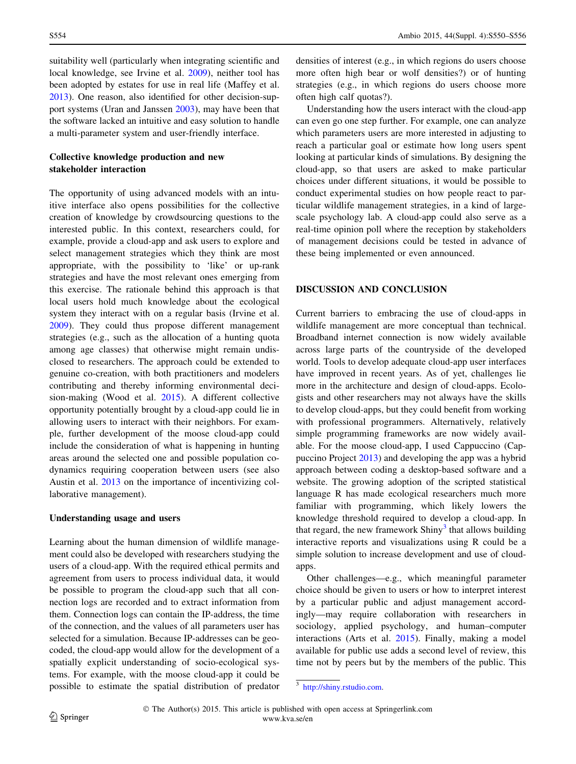suitability well (particularly when integrating scientific and local knowledge, see Irvine et al. 2009), neither tool has been adopted by estates for use in real life (Maffey et al. 2013). One reason, also identified for other decision-support systems (Uran and Janssen 2003), may have been that the software lacked an intuitive and easy solution to handle a multi-parameter system and user-friendly interface.

### Collective knowledge production and new stakeholder interaction

The opportunity of using advanced models with an intuitive interface also opens possibilities for the collective creation of knowledge by crowdsourcing questions to the interested public. In this context, researchers could, for example, provide a cloud-app and ask users to explore and select management strategies which they think are most appropriate, with the possibility to 'like' or up-rank strategies and have the most relevant ones emerging from this exercise. The rationale behind this approach is that local users hold much knowledge about the ecological system they interact with on a regular basis (Irvine et al. 2009). They could thus propose different management strategies (e.g., such as the allocation of a hunting quota among age classes) that otherwise might remain undisclosed to researchers. The approach could be extended to genuine co-creation, with both practitioners and modelers contributing and thereby informing environmental decision-making (Wood et al. 2015). A different collective opportunity potentially brought by a cloud-app could lie in allowing users to interact with their neighbors. For example, further development of the moose cloud-app could include the consideration of what is happening in hunting areas around the selected one and possible population co-dynamics requiring cooperation between users (see also Austin et al. 2013 on the importance of incentivizing collaborative management).

### Understanding usage and users

Learning about the human dimension of wildlife management could also be developed with researchers studying the users of a cloud-app. With the required ethical permits and agreement from users to process individual data, it would be possible to program the cloud-app such that all connection logs are recorded and to extract information from them. Connection logs can contain the IP-address, the time of the connection, and the values of all parameters user has selected for a simulation. Because IP-addresses can be geocoded, the cloud-app would allow for the development of a spatially explicit understanding of socio-ecological systems. For example, with the moose cloud-app it could be possible to estimate the spatial distribution of predator densities of interest (e.g., in which regions do users choose more often high bear or wolf densities?) or of hunting strategies (e.g., in which regions do users choose more often high calf quotas?).

Understanding how the users interact with the cloud-app can even go one step further. For example, one can analyze which parameters users are more interested in adjusting to reach a particular goal or estimate how long users spent looking at particular kinds of simulations. By designing the cloud-app, so that users are asked to make particular choices under different situations, it would be possible to conduct experimental studies on how people react to particular wildlife management strategies, in a kind of large-scale psychology lab. A cloud-app could also serve as a real-time opinion poll where the reception by stakeholders of management decisions could be tested in advance of these being implemented or even announced.

## DISCUSSION AND CONCLUSION

Current barriers to embracing the use of cloud-apps in wildlife management are more conceptual than technical. Broadband internet connection is now widely available across large parts of the countryside of the developed world. Tools to develop adequate cloud-app user interfaces have improved in recent years. As of yet, challenges lie more in the architecture and design of cloud-apps. Ecologists and other researchers may not always have the skills to develop cloud-apps, but they could benefit from working with professional programmers. Alternatively, relatively simple programming frameworks are now widely available. For the moose cloud-app, I used Cappuccino (Cappuccino Project 2013) and developing the app was a hybrid approach between coding a desktop-based software and a website. The growing adoption of the scripted statistical language R has made ecological researchers much more familiar with programming, which likely lowers the knowledge threshold required to develop a cloud-app. In that regard, the new framework Shiny[3] that allows building interactive reports and visualizations using R could be a simple solution to increase development and use of cloud-apps.

Other challenges—e.g., which meaningful parameter choice should be given to users or how to interpret interest by a particular public and adjust management accordingly—may require collaboration with researchers in sociology, applied psychology, and human–computer interactions (Arts et al. 2015). Finally, making a model available for public use adds a second level of review, this time not by peers but by the members of the public. This

[3] http://shiny.rstudio.com.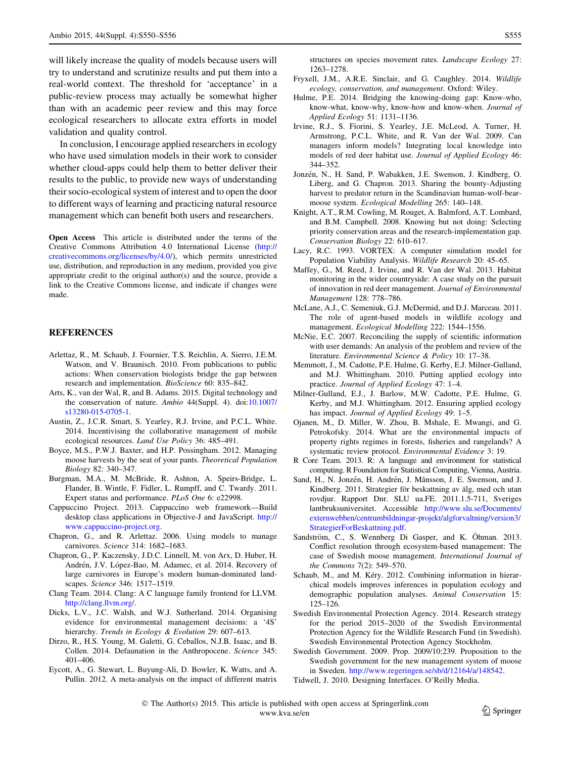will likely increase the quality of models because users will try to understand and scrutinize results and put them into a real-world context. The threshold for 'acceptance' in a public-review process may actually be somewhat higher than with an academic peer review and this may force ecological researchers to allocate extra efforts in model validation and quality control.

In conclusion, I encourage applied researchers in ecology who have used simulation models in their work to consider whether cloud-apps could help them to better deliver their results to the public, to provide new ways of understanding their socio-ecological system of interest and to open the door to different ways of learning and practicing natural resource management which can benefit both users and researchers.

**Open Access** This article is distributed under the terms of the Creative Commons Attribution 4.0 International License (http://creativecommons.org/licenses/by/4.0/), which permits unrestricted use, distribution, and reproduction in any medium, provided you give appropriate credit to the original author(s) and the source, provide a link to the Creative Commons license, and indicate if changes were made.

## REFERENCES

Arlettaz, R., M. Schaub, J. Fournier, T.S. Reichlin, A. Sierro, J.E.M. Watson, and V. Braunisch. 2010. From publications to public actions: When conservation biologists bridge the gap between research and implementation. *BioScience* 60: 835–842.

Arts, K., van der Wal, R, and B. Adams. 2015. Digital technology and the conservation of nature. *Ambio* 44(Suppl. 4). doi:10.1007/s13280-015-0705-1.

Austin, Z., J.C.R. Smart, S. Yearley, R.J. Irvine, and P.C.L. White. 2014. Incentivising the collaborative management of mobile ecological resources. *Land Use Policy* 36: 485–491.

Boyce, M.S., P.W.J. Baxter, and H.P. Possingham. 2012. Managing moose harvests by the seat of your pants. *Theoretical Population Biology* 82: 340–347.

Burgman, M.A., M. McBride, R. Ashton, A. Speirs-Bridge, L. Flander, B. Wintle, F. Fidler, L. Rumpff, and C. Twardy. 2011. Expert status and performance. *PLoS One* 6: e22998.

Cappuccino Project. 2013. Cappuccino web framework—Build desktop class applications in Objective-J and JavaScript. http://www.cappuccino-project.org.

Chapron, G., and R. Arlettaz. 2006. Using models to manage carnivores. *Science* 314: 1682–1683.

Chapron, G., P. Kaczensky, J.D.C. Linnell, M. von Arx, D. Huber, H. Andrén, J.V. López-Bao, M. Adamec, et al. 2014. Recovery of large carnivores in Europe's modern human-dominated landscapes. *Science* 346: 1517–1519.

Clang Team. 2014. Clang: A C language family frontend for LLVM. http://clang.llvm.org/.

Dicks, L.V., J.C. Walsh, and W.J. Sutherland. 2014. Organising evidence for environmental management decisions: a '4S' hierarchy. *Trends in Ecology & Evolution* 29: 607–613.

Dirzo, R., H.S. Young, M. Galetti, G. Ceballos, N.J.B. Isaac, and B. Collen. 2014. Defaunation in the Anthropocene. *Science* 345: 401–406.

Eycott, A., G. Stewart, L. Buyung-Ali, D. Bowler, K. Watts, and A. Pullin. 2012. A meta-analysis on the impact of different matrix structures on species movement rates. *Landscape Ecology* 27: 1263–1278.

Fryxell, J.M., A.R.E. Sinclair, and G. Caughley. 2014. *Wildlife ecology, conservation, and management*. Oxford: Wiley.

Hulme, P.E. 2014. Bridging the knowing-doing gap: Know-who, know-what, know-why, know-how and know-when. *Journal of Applied Ecology* 51: 1131–1136.

Irvine, R.J., S. Fiorini, S. Yearley, J.E. McLeod, A. Turner, H. Armstrong, P.C.L. White, and R. Van der Wal. 2009. Can managers inform models? Integrating local knowledge into models of red deer habitat use. *Journal of Applied Ecology* 46: 344–352.

Jonzén, N., H. Sand, P. Wabakken, J.E. Swenson, J. Kindberg, O. Liberg, and G. Chapron. 2013. Sharing the bounty-Adjusting harvest to predator return in the Scandinavian human-wolf-bear-moose system. *Ecological Modelling* 265: 140–148.

Knight, A.T., R.M. Cowling, M. Rouget, A. Balmford, A.T. Lombard, and B.M. Campbell. 2008. Knowing but not doing: Selecting priority conservation areas and the research-implementation gap. *Conservation Biology* 22: 610–617.

Lacy, R.C. 1993. VORTEX: A computer simulation model for Population Viability Analysis. *Wildlife Research* 20: 45–65.

Maffey, G., M. Reed, J. Irvine, and R. Van der Wal. 2013. Habitat monitoring in the wider countryside: A case study on the pursuit of innovation in red deer management. *Journal of Environmental Management* 128: 778–786.

McLane, A.J., C. Semeniuk, G.J. McDermid, and D.J. Marceau. 2011. The role of agent-based models in wildlife ecology and management. *Ecological Modelling* 222: 1544–1556.

McNie, E.C. 2007. Reconciling the supply of scientific information with user demands: An analysis of the problem and review of the literature. *Environmental Science & Policy* 10: 17–38.

Memmott, J., M. Cadotte, P.E. Hulme, G. Kerby, E.J. Milner-Gulland, and M.J. Whittingham. 2010. Putting applied ecology into practice. *Journal of Applied Ecology* 47: 1–4.

Milner-Gulland, E.J., J. Barlow, M.W. Cadotte, P.E. Hulme, G. Kerby, and M.J. Whittingham. 2012. Ensuring applied ecology has impact. *Journal of Applied Ecology* 49: 1–5.

Ojanen, M., D. Miller, W. Zhou, B. Mshale, E. Mwangi, and G. Petrokofsky. 2014. What are the environmental impacts of property rights regimes in forests, fisheries and rangelands? A systematic review protocol. *Environmental Evidence* 3: 19.

R Core Team. 2013. R: A language and environment for statistical computing. R Foundation for Statistical Computing, Vienna, Austria.

Sand, H., N. Jonzén, H. Andrén, J. Månsson, J. E. Swenson, and J. Kindberg. 2011. Strategier för beskattning av älg, med och utan rovdjur. Rapport Dnr. SLU ua.FE. 2011.1.5-711, Sveriges lantbruksuniversitet. Accessible http://www.slu.se/Documents/externwebben/centrumbildningar-projekt/algforvaltning/version3/StrategierForBeskattning.pdf.

Sandström, C., S. Wennberg Di Gasper, and K. Öhman. 2013. Conflict resolution through ecosystem-based management: The case of Swedish moose management. *International Journal of the Commons* 7(2): 549–570.

Schaub, M., and M. Kéry. 2012. Combining information in hierarchical models improves inferences in population ecology and demographic population analyses. *Animal Conservation* 15: 125–126.

Swedish Environmental Protection Agency. 2014. Research strategy for the period 2015–2020 of the Swedish Environmental Protection Agency for the Wildlife Research Fund (in Swedish). Swedish Environmental Protection Agency Stockholm.

Swedish Government. 2009. Prop. 2009/10:239. Proposition to the Swedish government for the new management system of moose in Sweden. http://www.regeringen.se/sb/d/12164/a/148542.

Tidwell, J. 2010. Designing Interfaces. O'Reilly Media.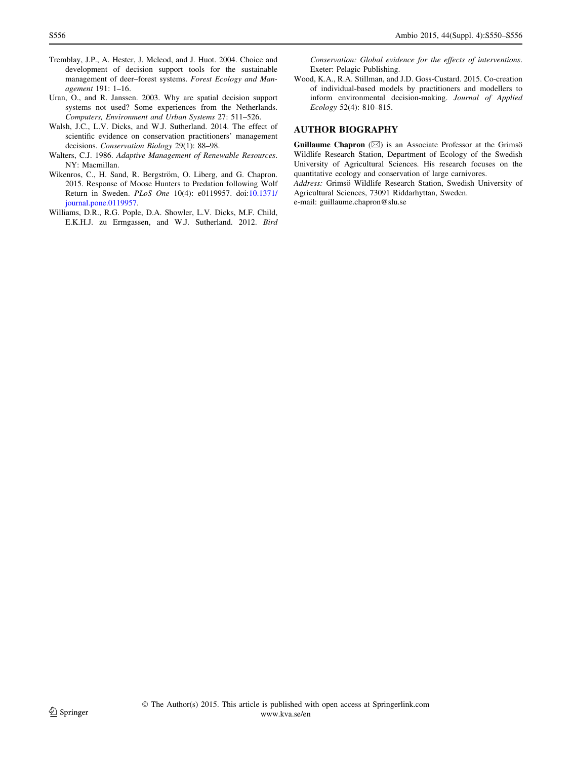Tremblay, J.P., A. Hester, J. Mcleod, and J. Huot. 2004. Choice and development of decision support tools for the sustainable management of deer–forest systems. *Forest Ecology and Management* 191: 1–16.

Uran, O., and R. Janssen. 2003. Why are spatial decision support systems not used? Some experiences from the Netherlands. *Computers, Environment and Urban Systems* 27: 511–526.

Walsh, J.C., L.V. Dicks, and W.J. Sutherland. 2014. The effect of scientific evidence on conservation practitioners' management decisions. *Conservation Biology* 29(1): 88–98.

Walters, C.J. 1986. *Adaptive Management of Renewable Resources*. NY: Macmillan.

Wikenros, C., H. Sand, R. Bergström, O. Liberg, and G. Chapron. 2015. Response of Moose Hunters to Predation following Wolf Return in Sweden. *PLoS One* 10(4): e0119957. doi:10.1371/journal.pone.0119957.

Williams, D.R., R.G. Pople, D.A. Showler, L.V. Dicks, M.F. Child, E.K.H.J. zu Ermgassen, and W.J. Sutherland. 2012. *Bird Conservation: Global evidence for the effects of interventions*. Exeter: Pelagic Publishing.

Wood, K.A., R.A. Stillman, and J.D. Goss-Custard. 2015. Co-creation of individual-based models by practitioners and modellers to inform environmental decision-making. *Journal of Applied Ecology* 52(4): 810–815.

## AUTHOR BIOGRAPHY

**Guillaume Chapron** (✉) is an Associate Professor at the Grimsö Wildlife Research Station, Department of Ecology of the Swedish University of Agricultural Sciences. His research focuses on the quantitative ecology and conservation of large carnivores.

*Address:* Grimsö Wildlife Research Station, Swedish University of Agricultural Sciences, 73091 Riddarhyttan, Sweden.

e-mail: guillaume.chapron@slu.se

© The Author(s) 2015. This article is published with open access at Springerlink.com
www.kva.se/en